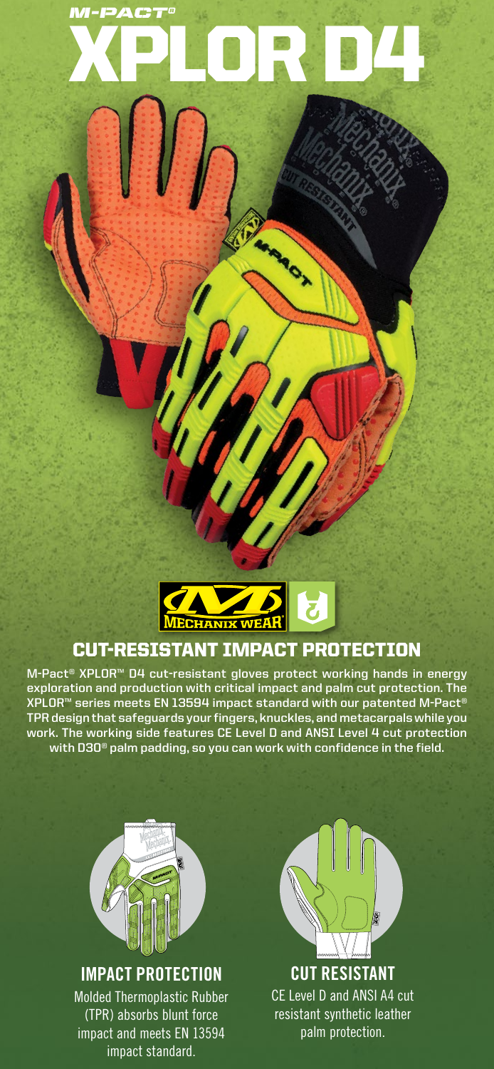# M-PACT®

# XPLOR D4

## CUT-RESISTANT IMPACT PROTECTION

M-Pact® XPLOR™ D4 cut-resistant gloves protect working hands in energy exploration and production with critical impact and palm cut protection. The XPLOR™ series meets EN 13594 impact standard with our patented M-Pact® TPR design that safeguards your fingers, knuckles, and metacarpals while you work. The working side features CE Level D and ANSI Level 4 cut protection with D3O® palm padding, so you can work with confidence in the field.

### IMPACT PROTECTION

Molded Thermoplastic Rubber (TPR) absorbs blunt force impact and meets EN 13594 impact standard.

### CUT RESISTANT

CE Level D and ANSI A4 cut resistant synthetic leather palm protection.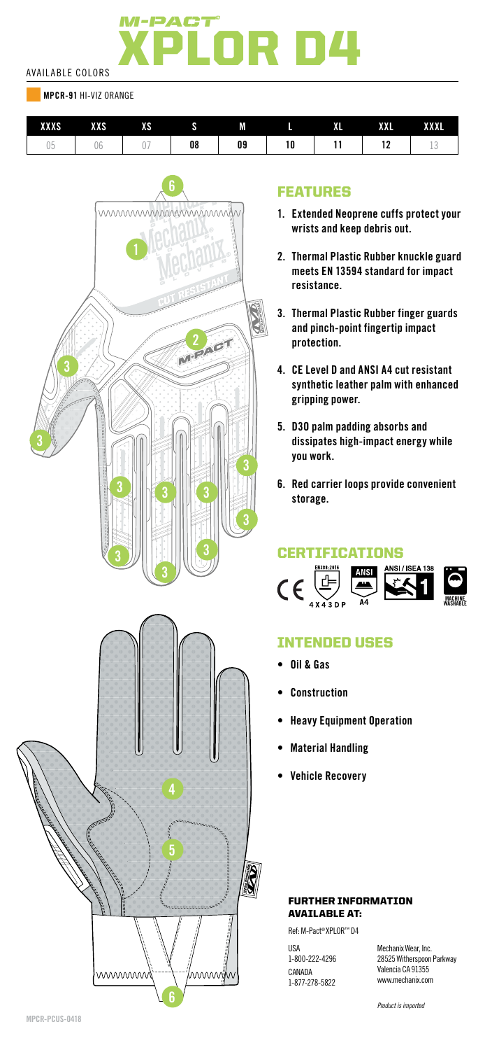# M-PACT® XPLOR D4

AVAILABLE COLORS

**MPCR-91** HI-VIZ ORANGE

| XXXS | XXS | XS | S | M | L | XL | XXL | XXXL |
|---|---|---|---|---|---|---|---|---|
| 05 | 06 | 07 | 08 | 09 | 10 | 11 | 12 | 13 |

## FEATURES

1. **Extended Neoprene cuffs protect your wrists and keep debris out.**
2. **Thermal Plastic Rubber knuckle guard meets EN 13594 standard for impact resistance.**
3. **Thermal Plastic Rubber finger guards and pinch-point fingertip impact protection.**
4. **CE Level D and ANSI A4 cut resistant synthetic leather palm with enhanced gripping power.**
5. **D3O palm padding absorbs and dissipates high-impact energy while you work.**
6. **Red carrier loops provide convenient storage.**

## CERTIFICATIONS

CE

EN388:2016 4X43DP

ANSI A4

ANSI / ISEA 138 1

MACHINE WASHABLE

## INTENDED USES

- **Oil & Gas**
- **Construction**
- **Heavy Equipment Operation**
- **Material Handling**
- **Vehicle Recovery**

### FURTHER INFORMATION AVAILABLE AT:

Ref: M-Pact® XPLOR™ D4

USA
1-800-222-4296
CANADA
1-877-278-5822

Mechanix Wear, Inc.
28525 Witherspoon Parkway
Valencia CA 91355
www.mechanix.com

*Product is imported*

MPCR-PCUS-0418